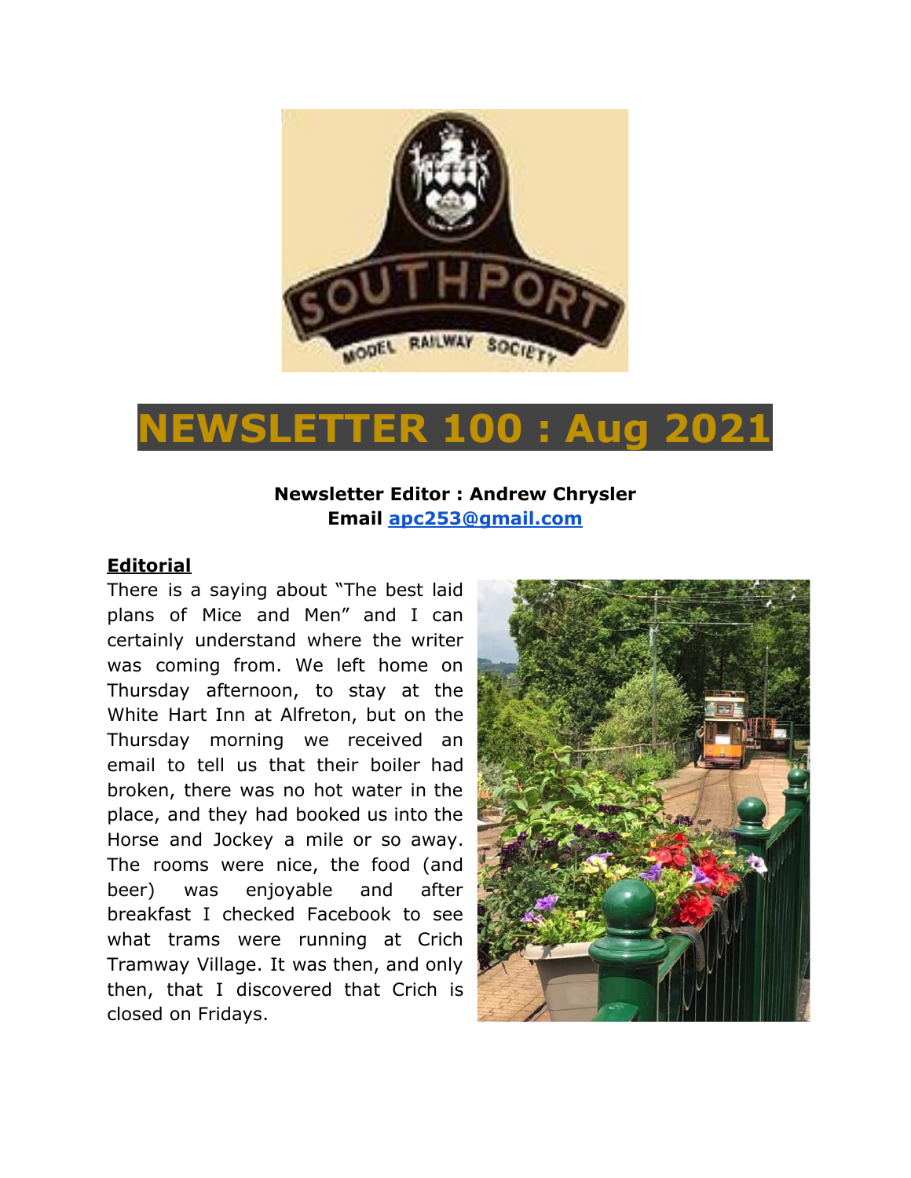# NEWSLETTER 100 : Aug 2021

**Newsletter Editor : Andrew Chrysler**
**Email [apc253@gmail.com](mailto:apc253@gmail.com)**

## Editorial

There is a saying about "The best laid plans of Mice and Men" and I can certainly understand where the writer was coming from. We left home on Thursday afternoon, to stay at the White Hart Inn at Alfreton, but on the Thursday morning we received an email to tell us that their boiler had broken, there was no hot water in the place, and they had booked us into the Horse and Jockey a mile or so away. The rooms were nice, the food (and beer) was enjoyable and after breakfast I checked Facebook to see what trams were running at Crich Tramway Village. It was then, and only then, that I discovered that Crich is closed on Fridays.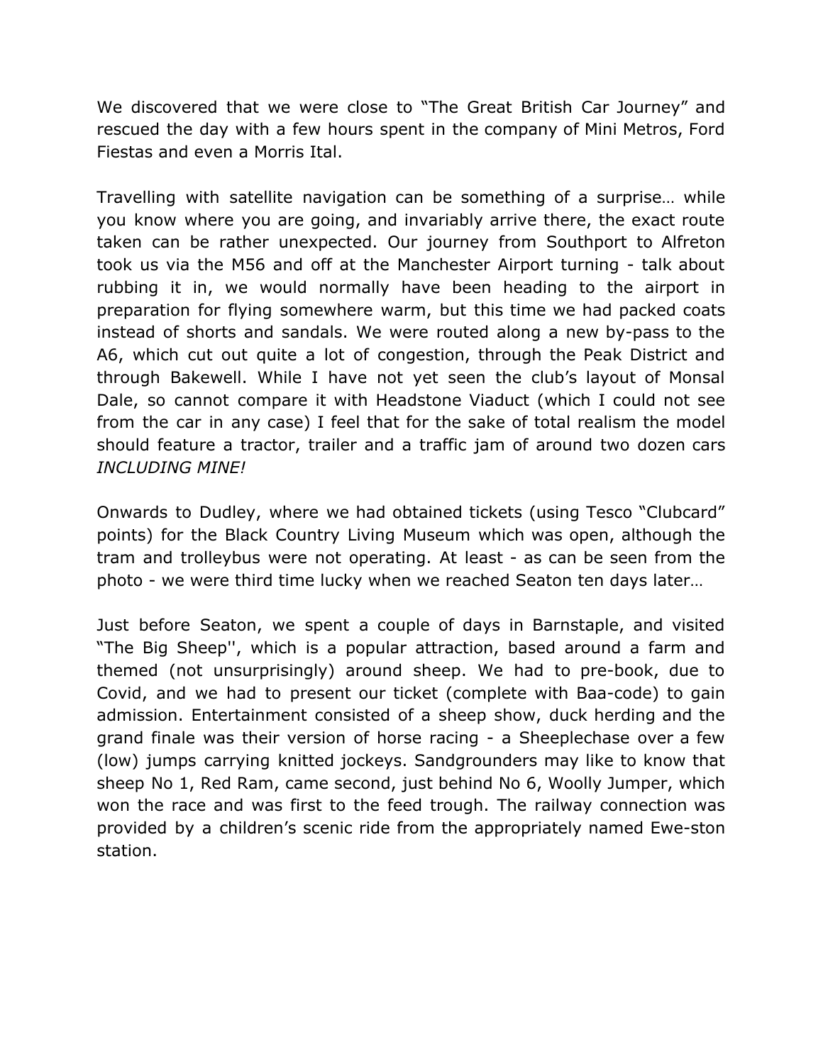We discovered that we were close to "The Great British Car Journey" and rescued the day with a few hours spent in the company of Mini Metros, Ford Fiestas and even a Morris Ital.

Travelling with satellite navigation can be something of a surprise… while you know where you are going, and invariably arrive there, the exact route taken can be rather unexpected. Our journey from Southport to Alfreton took us via the M56 and off at the Manchester Airport turning - talk about rubbing it in, we would normally have been heading to the airport in preparation for flying somewhere warm, but this time we had packed coats instead of shorts and sandals. We were routed along a new by-pass to the A6, which cut out quite a lot of congestion, through the Peak District and through Bakewell. While I have not yet seen the club's layout of Monsal Dale, so cannot compare it with Headstone Viaduct (which I could not see from the car in any case) I feel that for the sake of total realism the model should feature a tractor, trailer and a traffic jam of around two dozen cars *INCLUDING MINE!*

Onwards to Dudley, where we had obtained tickets (using Tesco "Clubcard" points) for the Black Country Living Museum which was open, although the tram and trolleybus were not operating. At least - as can be seen from the photo - we were third time lucky when we reached Seaton ten days later…

Just before Seaton, we spent a couple of days in Barnstaple, and visited "The Big Sheep'', which is a popular attraction, based around a farm and themed (not unsurprisingly) around sheep. We had to pre-book, due to Covid, and we had to present our ticket (complete with Baa-code) to gain admission. Entertainment consisted of a sheep show, duck herding and the grand finale was their version of horse racing - a Sheeplechase over a few (low) jumps carrying knitted jockeys. Sandgrounders may like to know that sheep No 1, Red Ram, came second, just behind No 6, Woolly Jumper, which won the race and was first to the feed trough. The railway connection was provided by a children's scenic ride from the appropriately named Ewe-ston station.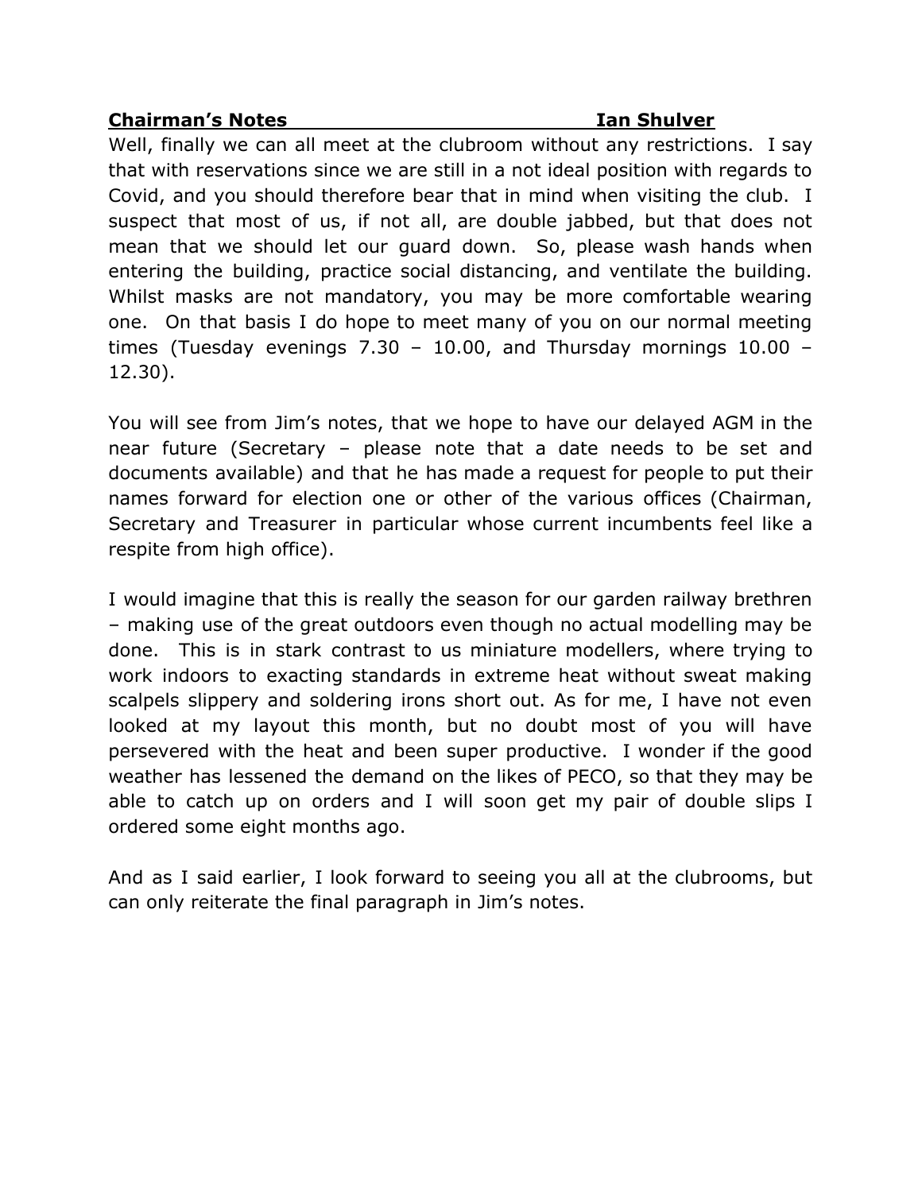## Chairman's Notes — Ian Shulver

Well, finally we can all meet at the clubroom without any restrictions. I say that with reservations since we are still in a not ideal position with regards to Covid, and you should therefore bear that in mind when visiting the club. I suspect that most of us, if not all, are double jabbed, but that does not mean that we should let our guard down. So, please wash hands when entering the building, practice social distancing, and ventilate the building. Whilst masks are not mandatory, you may be more comfortable wearing one. On that basis I do hope to meet many of you on our normal meeting times (Tuesday evenings 7.30 – 10.00, and Thursday mornings 10.00 – 12.30).

You will see from Jim's notes, that we hope to have our delayed AGM in the near future (Secretary – please note that a date needs to be set and documents available) and that he has made a request for people to put their names forward for election one or other of the various offices (Chairman, Secretary and Treasurer in particular whose current incumbents feel like a respite from high office).

I would imagine that this is really the season for our garden railway brethren – making use of the great outdoors even though no actual modelling may be done. This is in stark contrast to us miniature modellers, where trying to work indoors to exacting standards in extreme heat without sweat making scalpels slippery and soldering irons short out. As for me, I have not even looked at my layout this month, but no doubt most of you will have persevered with the heat and been super productive. I wonder if the good weather has lessened the demand on the likes of PECO, so that they may be able to catch up on orders and I will soon get my pair of double slips I ordered some eight months ago.

And as I said earlier, I look forward to seeing you all at the clubrooms, but can only reiterate the final paragraph in Jim's notes.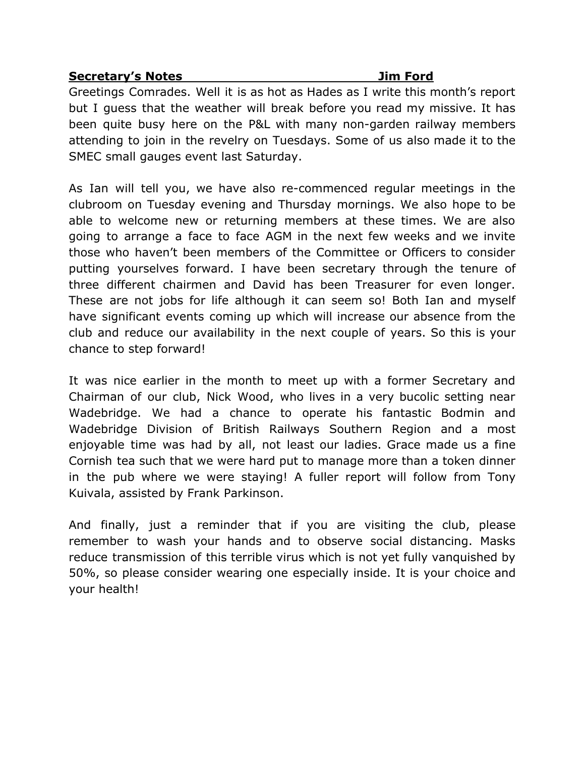**Secretary's Notes Jim Ford**

Greetings Comrades. Well it is as hot as Hades as I write this month's report but I guess that the weather will break before you read my missive. It has been quite busy here on the P&L with many non-garden railway members attending to join in the revelry on Tuesdays. Some of us also made it to the SMEC small gauges event last Saturday.

As Ian will tell you, we have also re-commenced regular meetings in the clubroom on Tuesday evening and Thursday mornings. We also hope to be able to welcome new or returning members at these times. We are also going to arrange a face to face AGM in the next few weeks and we invite those who haven't been members of the Committee or Officers to consider putting yourselves forward. I have been secretary through the tenure of three different chairmen and David has been Treasurer for even longer. These are not jobs for life although it can seem so! Both Ian and myself have significant events coming up which will increase our absence from the club and reduce our availability in the next couple of years. So this is your chance to step forward!

It was nice earlier in the month to meet up with a former Secretary and Chairman of our club, Nick Wood, who lives in a very bucolic setting near Wadebridge. We had a chance to operate his fantastic Bodmin and Wadebridge Division of British Railways Southern Region and a most enjoyable time was had by all, not least our ladies. Grace made us a fine Cornish tea such that we were hard put to manage more than a token dinner in the pub where we were staying! A fuller report will follow from Tony Kuivala, assisted by Frank Parkinson.

And finally, just a reminder that if you are visiting the club, please remember to wash your hands and to observe social distancing. Masks reduce transmission of this terrible virus which is not yet fully vanquished by 50%, so please consider wearing one especially inside. It is your choice and your health!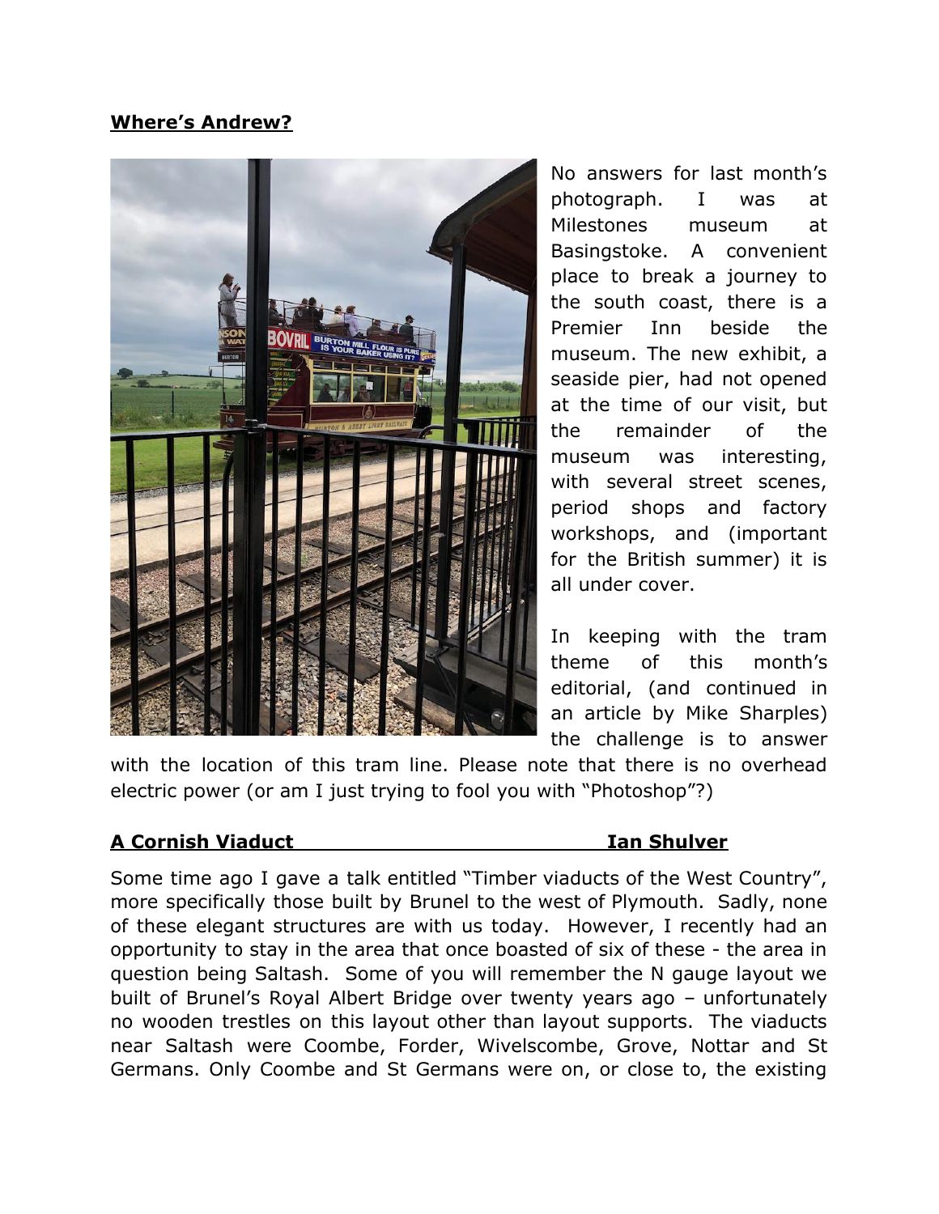**Where's Andrew?**

No answers for last month's photograph. I was at Milestones museum at Basingstoke. A convenient place to break a journey to the south coast, there is a Premier Inn beside the museum. The new exhibit, a seaside pier, had not opened at the time of our visit, but the remainder of the museum was interesting, with several street scenes, period shops and factory workshops, and (important for the British summer) it is all under cover.

In keeping with the tram theme of this month's editorial, (and continued in an article by Mike Sharples) the challenge is to answer with the location of this tram line. Please note that there is no overhead electric power (or am I just trying to fool you with "Photoshop"?)

**A Cornish Viaduct** **Ian Shulver**

Some time ago I gave a talk entitled "Timber viaducts of the West Country", more specifically those built by Brunel to the west of Plymouth. Sadly, none of these elegant structures are with us today. However, I recently had an opportunity to stay in the area that once boasted of six of these - the area in question being Saltash. Some of you will remember the N gauge layout we built of Brunel's Royal Albert Bridge over twenty years ago – unfortunately no wooden trestles on this layout other than layout supports. The viaducts near Saltash were Coombe, Forder, Wivelscombe, Grove, Nottar and St Germans. Only Coombe and St Germans were on, or close to, the existing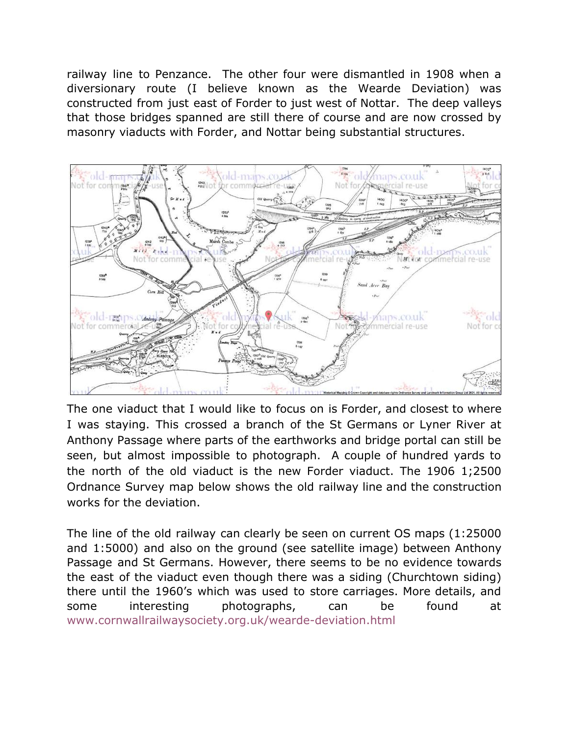railway line to Penzance. The other four were dismantled in 1908 when a diversionary route (I believe known as the Wearde Deviation) was constructed from just east of Forder to just west of Nottar. The deep valleys that those bridges spanned are still there of course and are now crossed by masonry viaducts with Forder, and Nottar being substantial structures.

The one viaduct that I would like to focus on is Forder, and closest to where I was staying. This crossed a branch of the St Germans or Lyner River at Anthony Passage where parts of the earthworks and bridge portal can still be seen, but almost impossible to photograph. A couple of hundred yards to the north of the old viaduct is the new Forder viaduct. The 1906 1;2500 Ordnance Survey map below shows the old railway line and the construction works for the deviation.

The line of the old railway can clearly be seen on current OS maps (1:25000 and 1:5000) and also on the ground (see satellite image) between Anthony Passage and St Germans. However, there seems to be no evidence towards the east of the viaduct even though there was a siding (Churchtown siding) there until the 1960's which was used to store carriages. More details, and some interesting photographs, can be found at www.cornwallrailwaysociety.org.uk/wearde-deviation.html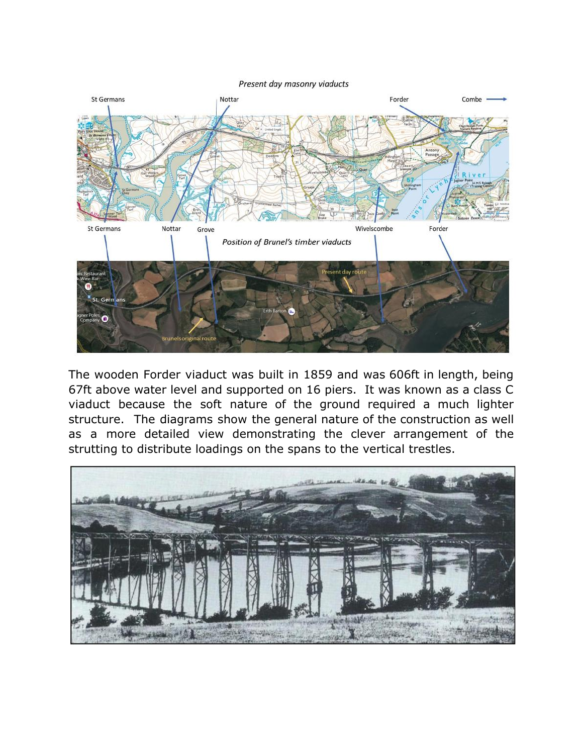*Present day masonry viaducts*

St Germans Nottar Forder Combe

St Germans Nottar Grove Wivelscombe Forder

*Position of Brunel's timber viaducts*

The wooden Forder viaduct was built in 1859 and was 606ft in length, being 67ft above water level and supported on 16 piers. It was known as a class C viaduct because the soft nature of the ground required a much lighter structure. The diagrams show the general nature of the construction as well as a more detailed view demonstrating the clever arrangement of the strutting to distribute loadings on the spans to the vertical trestles.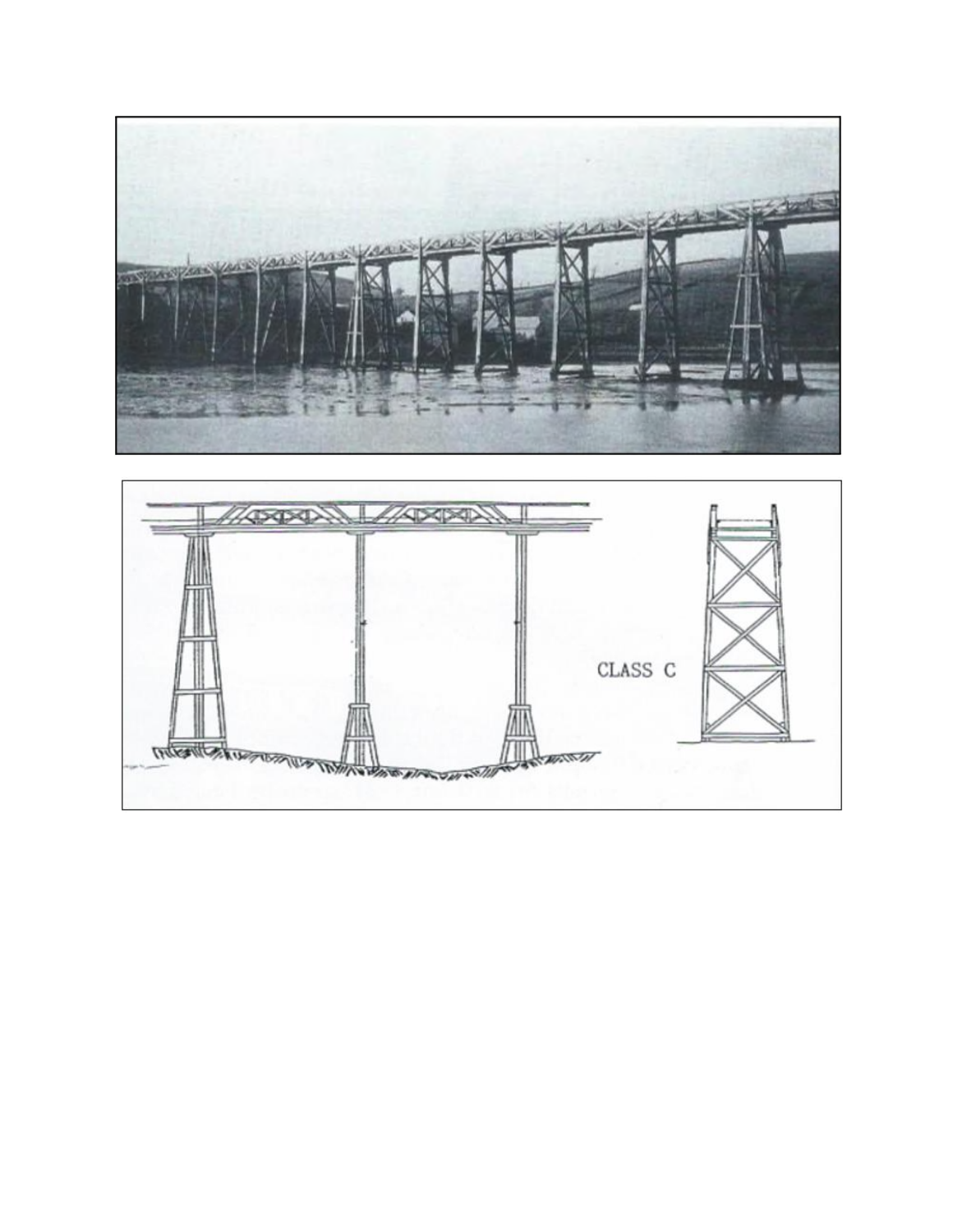CLASS C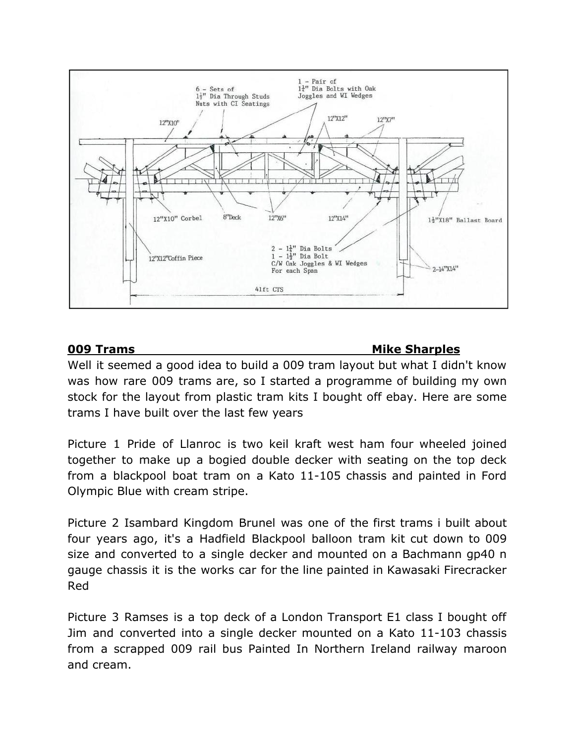**009 Trams Mike Sharples**

Well it seemed a good idea to build a 009 tram layout but what I didn't know was how rare 009 trams are, so I started a programme of building my own stock for the layout from plastic tram kits I bought off ebay. Here are some trams I have built over the last few years

Picture 1 Pride of Llanroc is two keil kraft west ham four wheeled joined together to make up a bogied double decker with seating on the top deck from a blackpool boat tram on a Kato 11-105 chassis and painted in Ford Olympic Blue with cream stripe.

Picture 2 Isambard Kingdom Brunel was one of the first trams i built about four years ago, it's a Hadfield Blackpool balloon tram kit cut down to 009 size and converted to a single decker and mounted on a Bachmann gp40 n gauge chassis it is the works car for the line painted in Kawasaki Firecracker Red

Picture 3 Ramses is a top deck of a London Transport E1 class I bought off Jim and converted into a single decker mounted on a Kato 11-103 chassis from a scrapped 009 rail bus Painted In Northern Ireland railway maroon and cream.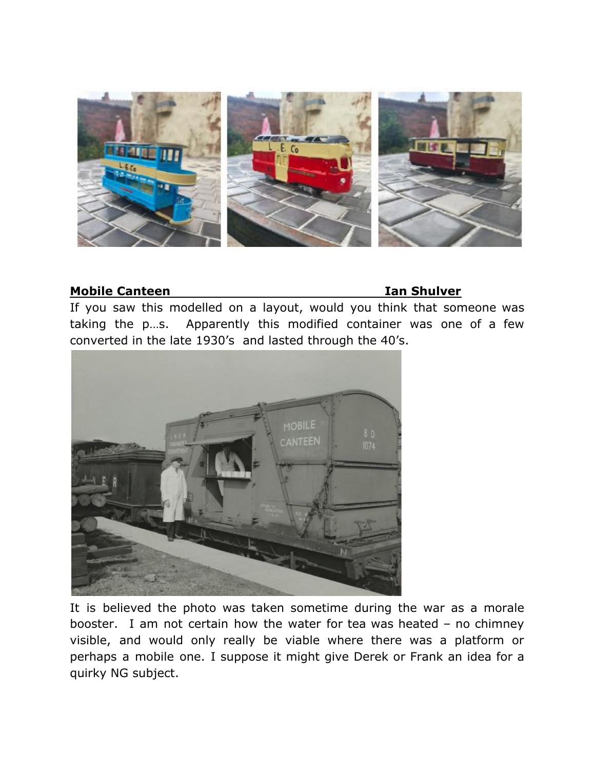**Mobile Canteen** **Ian Shulver**

If you saw this modelled on a layout, would you think that someone was taking the p…s. Apparently this modified container was one of a few converted in the late 1930's and lasted through the 40's.

It is believed the photo was taken sometime during the war as a morale booster. I am not certain how the water for tea was heated – no chimney visible, and would only really be viable where there was a platform or perhaps a mobile one. I suppose it might give Derek or Frank an idea for a quirky NG subject.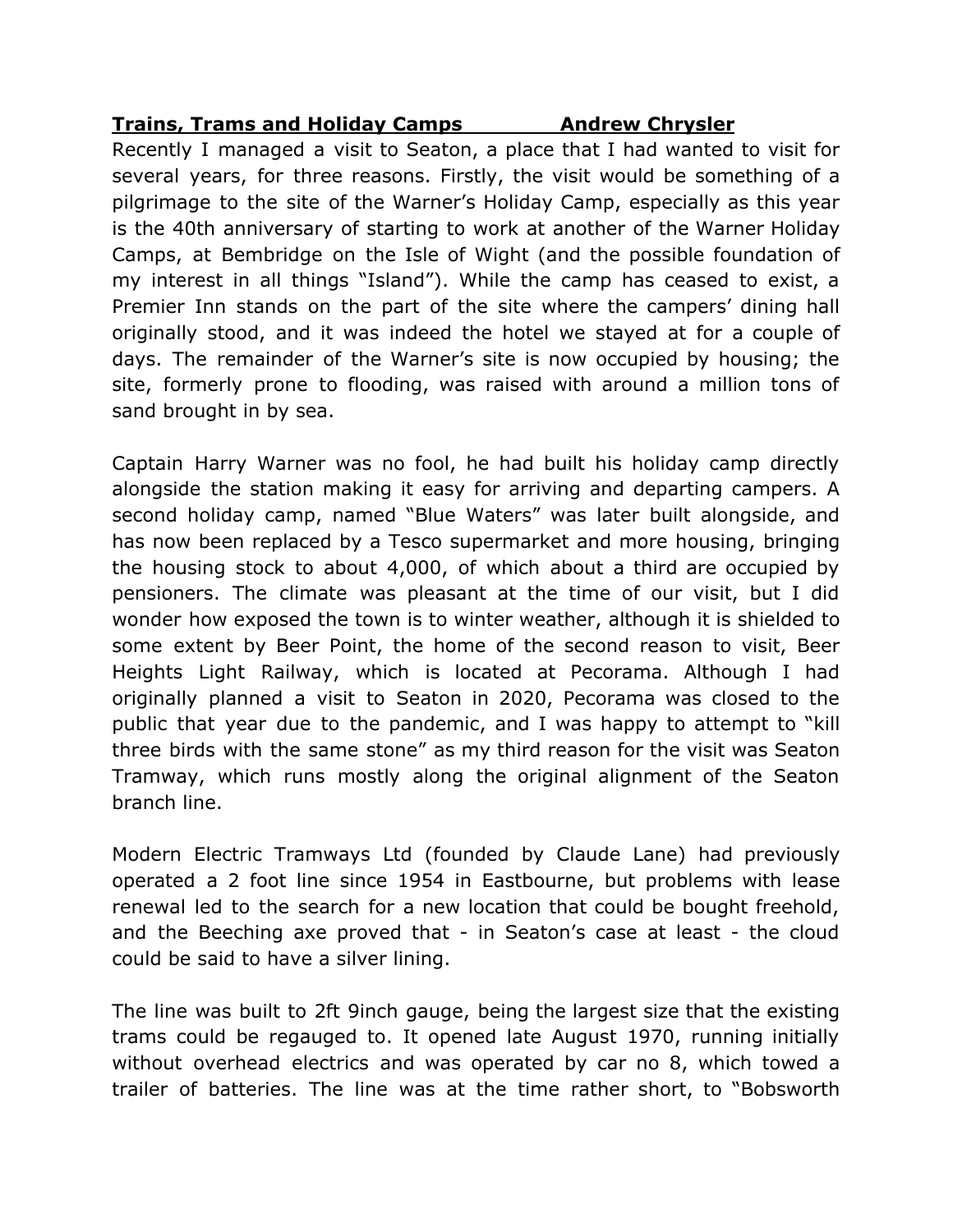**Trains, Trams and Holiday Camps Andrew Chrysler**

Recently I managed a visit to Seaton, a place that I had wanted to visit for several years, for three reasons. Firstly, the visit would be something of a pilgrimage to the site of the Warner's Holiday Camp, especially as this year is the 40th anniversary of starting to work at another of the Warner Holiday Camps, at Bembridge on the Isle of Wight (and the possible foundation of my interest in all things "Island"). While the camp has ceased to exist, a Premier Inn stands on the part of the site where the campers' dining hall originally stood, and it was indeed the hotel we stayed at for a couple of days. The remainder of the Warner's site is now occupied by housing; the site, formerly prone to flooding, was raised with around a million tons of sand brought in by sea.

Captain Harry Warner was no fool, he had built his holiday camp directly alongside the station making it easy for arriving and departing campers. A second holiday camp, named "Blue Waters" was later built alongside, and has now been replaced by a Tesco supermarket and more housing, bringing the housing stock to about 4,000, of which about a third are occupied by pensioners. The climate was pleasant at the time of our visit, but I did wonder how exposed the town is to winter weather, although it is shielded to some extent by Beer Point, the home of the second reason to visit, Beer Heights Light Railway, which is located at Pecorama. Although I had originally planned a visit to Seaton in 2020, Pecorama was closed to the public that year due to the pandemic, and I was happy to attempt to "kill three birds with the same stone" as my third reason for the visit was Seaton Tramway, which runs mostly along the original alignment of the Seaton branch line.

Modern Electric Tramways Ltd (founded by Claude Lane) had previously operated a 2 foot line since 1954 in Eastbourne, but problems with lease renewal led to the search for a new location that could be bought freehold, and the Beeching axe proved that - in Seaton's case at least - the cloud could be said to have a silver lining.

The line was built to 2ft 9inch gauge, being the largest size that the existing trams could be regauged to. It opened late August 1970, running initially without overhead electrics and was operated by car no 8, which towed a trailer of batteries. The line was at the time rather short, to "Bobsworth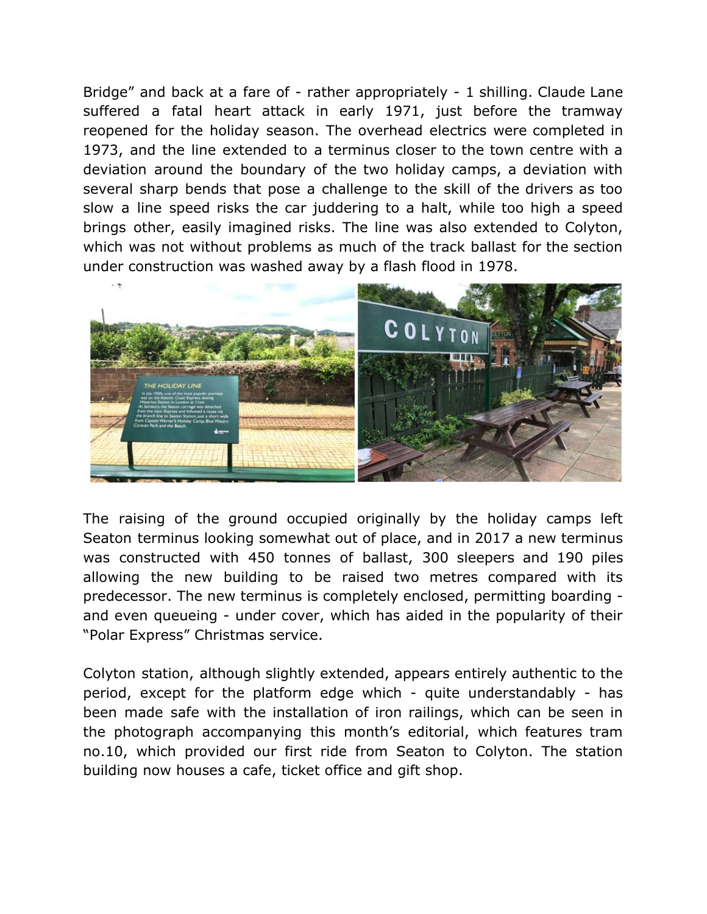Bridge" and back at a fare of - rather appropriately - 1 shilling. Claude Lane suffered a fatal heart attack in early 1971, just before the tramway reopened for the holiday season. The overhead electrics were completed in 1973, and the line extended to a terminus closer to the town centre with a deviation around the boundary of the two holiday camps, a deviation with several sharp bends that pose a challenge to the skill of the drivers as too slow a line speed risks the car juddering to a halt, while too high a speed brings other, easily imagined risks. The line was also extended to Colyton, which was not without problems as much of the track ballast for the section under construction was washed away by a flash flood in 1978.

The raising of the ground occupied originally by the holiday camps left Seaton terminus looking somewhat out of place, and in 2017 a new terminus was constructed with 450 tonnes of ballast, 300 sleepers and 190 piles allowing the new building to be raised two metres compared with its predecessor. The new terminus is completely enclosed, permitting boarding - and even queueing - under cover, which has aided in the popularity of their "Polar Express" Christmas service.

Colyton station, although slightly extended, appears entirely authentic to the period, except for the platform edge which - quite understandably - has been made safe with the installation of iron railings, which can be seen in the photograph accompanying this month's editorial, which features tram no.10, which provided our first ride from Seaton to Colyton. The station building now houses a cafe, ticket office and gift shop.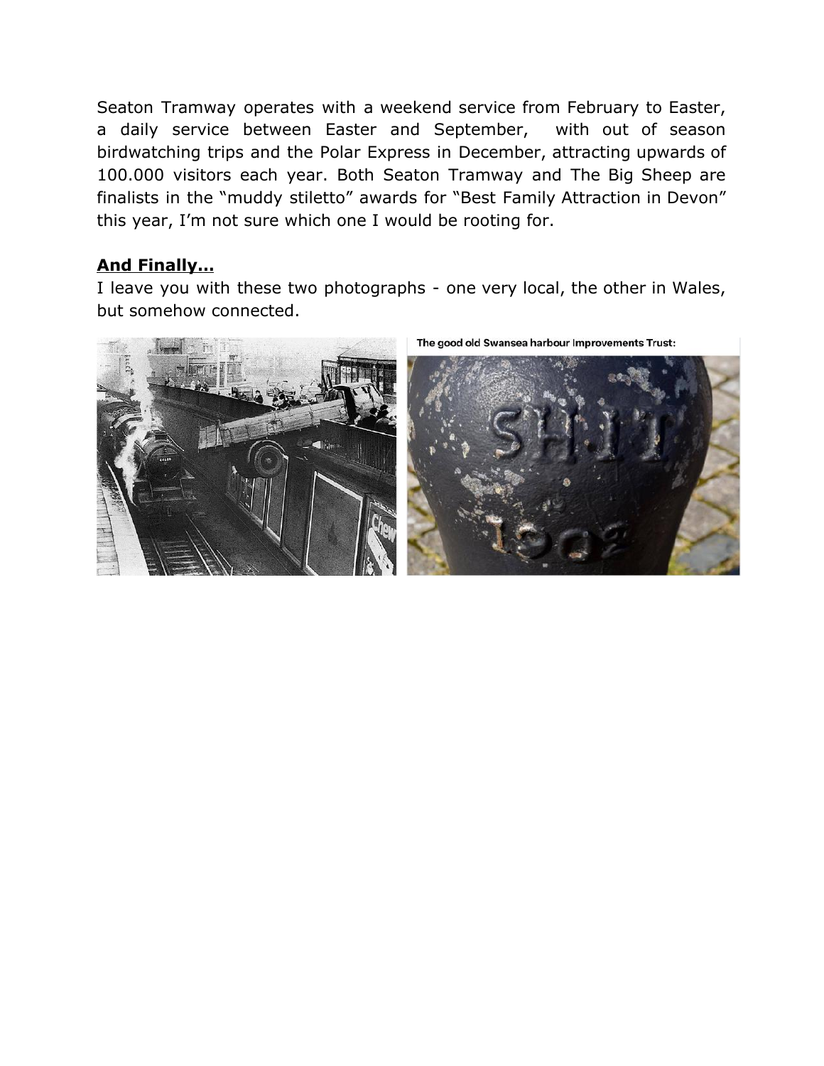Seaton Tramway operates with a weekend service from February to Easter, a daily service between Easter and September, with out of season birdwatching trips and the Polar Express in December, attracting upwards of 100.000 visitors each year. Both Seaton Tramway and The Big Sheep are finalists in the "muddy stiletto" awards for "Best Family Attraction in Devon" this year, I'm not sure which one I would be rooting for.

**<u>And Finally…</u>**

I leave you with these two photographs - one very local, the other in Wales, but somehow connected.

The good old Swansea harbour Improvements Trust: